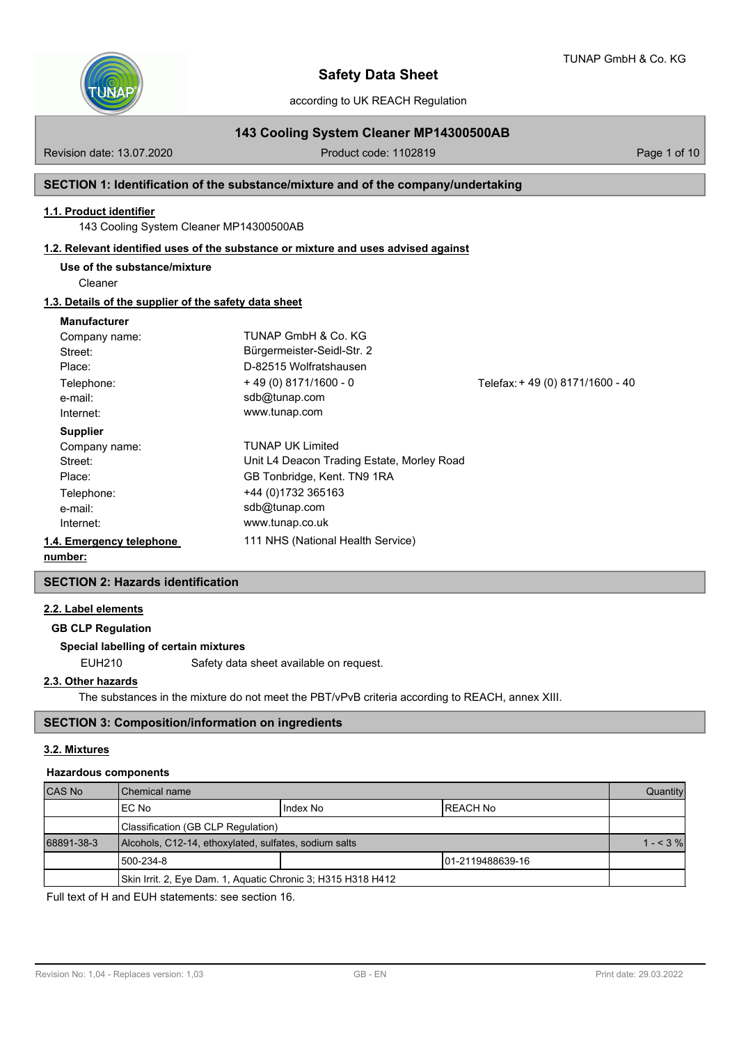# Safety Data Sheet

according to UK REACH Regulation

## 143 Cooling System Cleaner MP14300500AB

Revision date: 13.07.2020 Product code: 1102819

## SECTION 1: Identification of the substance/mixture and of the company/undertaking

### 1.1. Product identifier

143 Cooling System Cleaner MP14300500AB

### 1.2. Relevant identified uses of the substance or mixture and uses advised against

**Use of the substance/mixture**

Cleaner

### 1.3. Details of the supplier of the safety data sheet

**Manufacturer**

| | | |
|---|---|---|
| Company name: | TUNAP GmbH & Co. KG | |
| Street: | Bürgermeister-Seidl-Str. 2 | |
| Place: | D-82515 Wolfratshausen | |
| Telephone: | + 49 (0) 8171/1600 - 0 | Telefax: + 49 (0) 8171/1600 - 40 |
| e-mail: | sdb@tunap.com | |
| Internet: | www.tunap.com | |

**Supplier**

| | |
|---|---|
| Company name: | TUNAP UK Limited |
| Street: | Unit L4 Deacon Trading Estate, Morley Road |
| Place: | GB Tonbridge, Kent. TN9 1RA |
| Telephone: | +44 (0)1732 365163 |
| e-mail: | sdb@tunap.com |
| Internet: | www.tunap.co.uk |

### 1.4. Emergency telephone number:

111 NHS (National Health Service)

## SECTION 2: Hazards identification

### 2.2. Label elements

**GB CLP Regulation**

**Special labelling of certain mixtures**

EUH210 Safety data sheet available on request.

### 2.3. Other hazards

The substances in the mixture do not meet the PBT/vPvB criteria according to REACH, annex XIII.

## SECTION 3: Composition/information on ingredients

### 3.2. Mixtures

**Hazardous components**

| CAS No | Chemical name | | | Quantity |
|---|---|---|---|---|
| | EC No | Index No | REACH No | |
| | Classification (GB CLP Regulation) | | | |
| 68891-38-3 | Alcohols, C12-14, ethoxylated, sulfates, sodium salts | | | 1 - < 3 % |
| | 500-234-8 | | 01-2119488639-16 | |
| | Skin Irrit. 2, Eye Dam. 1, Aquatic Chronic 3; H315 H318 H412 | | | |

Full text of H and EUH statements: see section 16.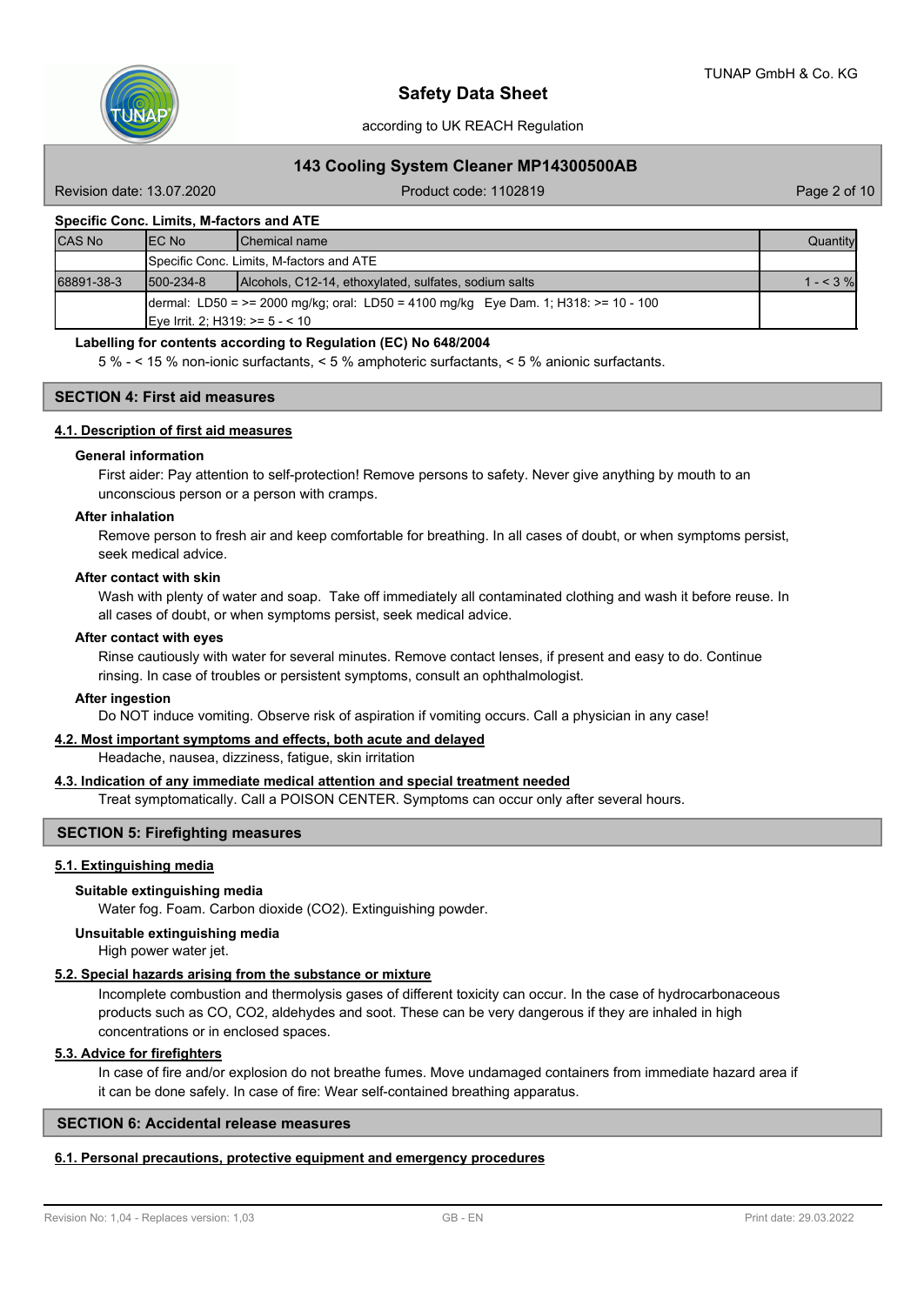**Specific Conc. Limits, M-factors and ATE**

| CAS No | EC No | Chemical name | Quantity |
|---|---|---|---|
| | Specific Conc. Limits, M-factors and ATE | | |
| 68891-38-3 | 500-234-8 | Alcohols, C12-14, ethoxylated, sulfates, sodium salts | 1 - < 3 % |
| | dermal: LD50 = >= 2000 mg/kg; oral: LD50 = 4100 mg/kg Eye Dam. 1; H318: >= 10 - 100 Eye Irrit. 2; H319: >= 5 - < 10 | | |

**Labelling for contents according to Regulation (EC) No 648/2004**

5 % - < 15 % non-ionic surfactants, < 5 % amphoteric surfactants, < 5 % anionic surfactants.

## SECTION 4: First aid measures

### 4.1. Description of first aid measures

**General information**

First aider: Pay attention to self-protection! Remove persons to safety. Never give anything by mouth to an unconscious person or a person with cramps.

**After inhalation**

Remove person to fresh air and keep comfortable for breathing. In all cases of doubt, or when symptoms persist, seek medical advice.

**After contact with skin**

Wash with plenty of water and soap. Take off immediately all contaminated clothing and wash it before reuse. In all cases of doubt, or when symptoms persist, seek medical advice.

**After contact with eyes**

Rinse cautiously with water for several minutes. Remove contact lenses, if present and easy to do. Continue rinsing. In case of troubles or persistent symptoms, consult an ophthalmologist.

**After ingestion**

Do NOT induce vomiting. Observe risk of aspiration if vomiting occurs. Call a physician in any case!

### 4.2. Most important symptoms and effects, both acute and delayed

Headache, nausea, dizziness, fatigue, skin irritation

### 4.3. Indication of any immediate medical attention and special treatment needed

Treat symptomatically. Call a POISON CENTER. Symptoms can occur only after several hours.

## SECTION 5: Firefighting measures

### 5.1. Extinguishing media

**Suitable extinguishing media**

Water fog. Foam. Carbon dioxide ($CO_2$). Extinguishing powder.

**Unsuitable extinguishing media**

High power water jet.

### 5.2. Special hazards arising from the substance or mixture

Incomplete combustion and thermolysis gases of different toxicity can occur. In the case of hydrocarbonaceous products such as CO, $CO_2$, aldehydes and soot. These can be very dangerous if they are inhaled in high concentrations or in enclosed spaces.

### 5.3. Advice for firefighters

In case of fire and/or explosion do not breathe fumes. Move undamaged containers from immediate hazard area if it can be done safely. In case of fire: Wear self-contained breathing apparatus.

## SECTION 6: Accidental release measures

### 6.1. Personal precautions, protective equipment and emergency procedures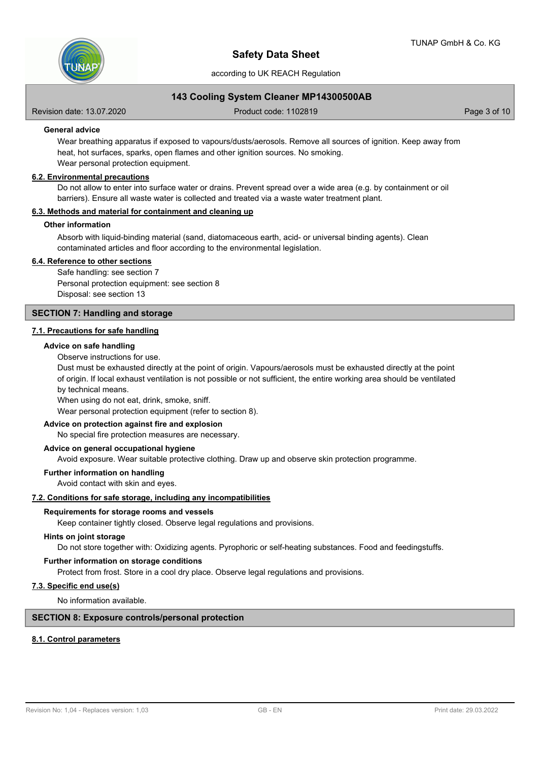### General advice

Wear breathing apparatus if exposed to vapours/dusts/aerosols. Remove all sources of ignition. Keep away from heat, hot surfaces, sparks, open flames and other ignition sources. No smoking.
Wear personal protection equipment.

### 6.2. Environmental precautions

Do not allow to enter into surface water or drains. Prevent spread over a wide area (e.g. by containment or oil barriers). Ensure all waste water is collected and treated via a waste water treatment plant.

### 6.3. Methods and material for containment and cleaning up

**Other information**

Absorb with liquid-binding material (sand, diatomaceous earth, acid- or universal binding agents). Clean contaminated articles and floor according to the environmental legislation.

### 6.4. Reference to other sections

Safe handling: see section 7
Personal protection equipment: see section 8
Disposal: see section 13

## SECTION 7: Handling and storage

### 7.1. Precautions for safe handling

**Advice on safe handling**

Observe instructions for use.
Dust must be exhausted directly at the point of origin. Vapours/aerosols must be exhausted directly at the point of origin. If local exhaust ventilation is not possible or not sufficient, the entire working area should be ventilated by technical means.
When using do not eat, drink, smoke, sniff.
Wear personal protection equipment (refer to section 8).

**Advice on protection against fire and explosion**

No special fire protection measures are necessary.

**Advice on general occupational hygiene**

Avoid exposure. Wear suitable protective clothing. Draw up and observe skin protection programme.

**Further information on handling**

Avoid contact with skin and eyes.

### 7.2. Conditions for safe storage, including any incompatibilities

**Requirements for storage rooms and vessels**

Keep container tightly closed. Observe legal regulations and provisions.

**Hints on joint storage**

Do not store together with: Oxidizing agents. Pyrophoric or self-heating substances. Food and feedingstuffs.

**Further information on storage conditions**

Protect from frost. Store in a cool dry place. Observe legal regulations and provisions.

### 7.3. Specific end use(s)

No information available.

## SECTION 8: Exposure controls/personal protection

### 8.1. Control parameters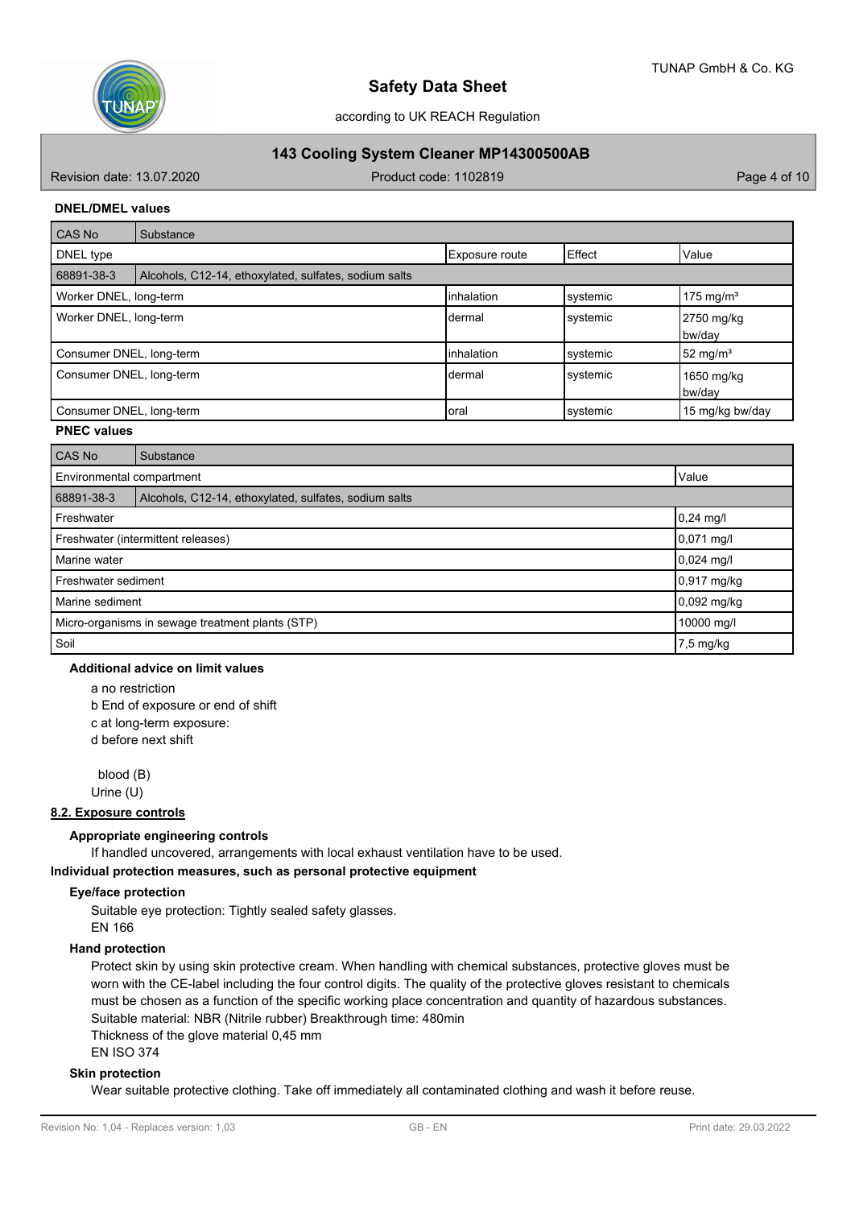**DNEL/DMEL values**

| CAS No | Substance | | | |
|---|---|---|---|---|
| DNEL type | | Exposure route | Effect | Value |
| 68891-38-3 | Alcohols, C12-14, ethoxylated, sulfates, sodium salts | | | |
| Worker DNEL, long-term | | inhalation | systemic | 175 mg/m³ |
| Worker DNEL, long-term | | dermal | systemic | 2750 mg/kg bw/day |
| Consumer DNEL, long-term | | inhalation | systemic | 52 mg/m³ |
| Consumer DNEL, long-term | | dermal | systemic | 1650 mg/kg bw/day |
| Consumer DNEL, long-term | | oral | systemic | 15 mg/kg bw/day |

**PNEC values**

| CAS No | Substance | |
|---|---|---|
| Environmental compartment | | Value |
| 68891-38-3 | Alcohols, C12-14, ethoxylated, sulfates, sodium salts | |
| Freshwater | | 0,24 mg/l |
| Freshwater (intermittent releases) | | 0,071 mg/l |
| Marine water | | 0,024 mg/l |
| Freshwater sediment | | 0,917 mg/kg |
| Marine sediment | | 0,092 mg/kg |
| Micro-organisms in sewage treatment plants (STP) | | 10000 mg/l |
| Soil | | 7,5 mg/kg |

**Additional advice on limit values**

a no restriction
b End of exposure or end of shift
c at long-term exposure:
d before next shift

blood (B)
Urine (U)

## 8.2. Exposure controls

**Appropriate engineering controls**

If handled uncovered, arrangements with local exhaust ventilation have to be used.

**Individual protection measures, such as personal protective equipment**

**Eye/face protection**

Suitable eye protection: Tightly sealed safety glasses.
EN 166

**Hand protection**

Protect skin by using skin protective cream. When handling with chemical substances, protective gloves must be worn with the CE-label including the four control digits. The quality of the protective gloves resistant to chemicals must be chosen as a function of the specific working place concentration and quantity of hazardous substances.
Suitable material: NBR (Nitrile rubber) Breakthrough time: 480min
Thickness of the glove material 0,45 mm
EN ISO 374

**Skin protection**

Wear suitable protective clothing. Take off immediately all contaminated clothing and wash it before reuse.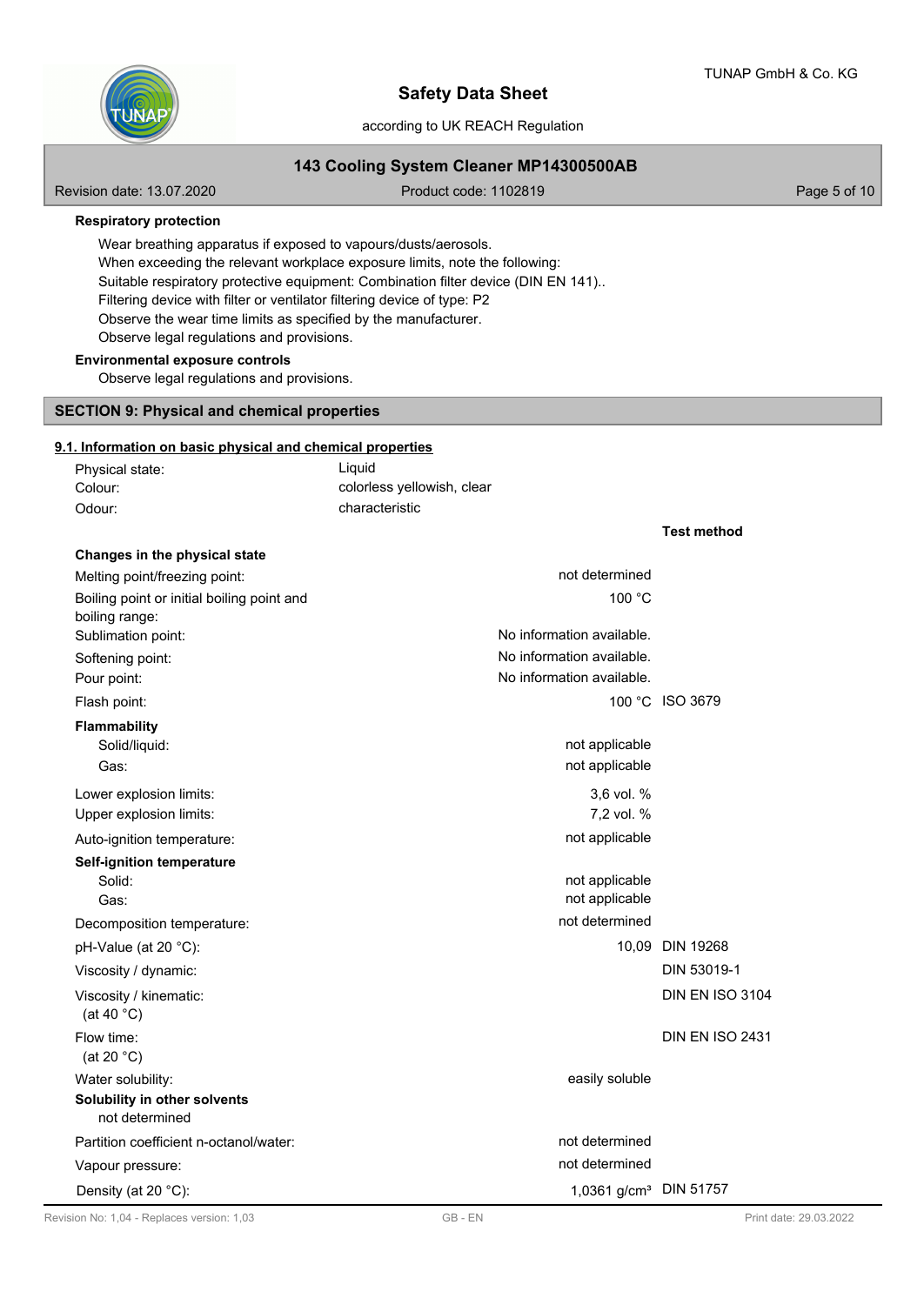**Respiratory protection**

Wear breathing apparatus if exposed to vapours/dusts/aerosols.
When exceeding the relevant workplace exposure limits, note the following:
Suitable respiratory protective equipment: Combination filter device (DIN EN 141)..
Filtering device with filter or ventilator filtering device of type: P2
Observe the wear time limits as specified by the manufacturer.
Observe legal regulations and provisions.

**Environmental exposure controls**

Observe legal regulations and provisions.

## SECTION 9: Physical and chemical properties

### 9.1. Information on basic physical and chemical properties

| | | |
|---|---|---|
| Physical state: | Liquid | |
| Colour: | colorless yellowish, clear | |
| Odour: | characteristic | |

| | | Test method |
|---|---|---|
| **Changes in the physical state** | | |
| Melting point/freezing point: | not determined | |
| Boiling point or initial boiling point and boiling range: | 100 °C | |
| Sublimation point: | No information available. | |
| Softening point: | No information available. | |
| Pour point: | No information available. | |
| Flash point: | 100 °C | ISO 3679 |
| **Flammability** | | |
| Solid/liquid: | not applicable | |
| Gas: | not applicable | |
| Lower explosion limits: | 3,6 vol. % | |
| Upper explosion limits: | 7,2 vol. % | |
| Auto-ignition temperature: | not applicable | |
| **Self-ignition temperature** | | |
| Solid: | not applicable | |
| Gas: | not applicable | |
| Decomposition temperature: | not determined | |
| pH-Value (at 20 °C): | 10,09 | DIN 19268 |
| Viscosity / dynamic: | | DIN 53019-1 |
| Viscosity / kinematic: (at 40 °C) | | DIN EN ISO 3104 |
| Flow time: (at 20 °C) | | DIN EN ISO 2431 |
| Water solubility: | easily soluble | |
| **Solubility in other solvents** not determined | | |
| Partition coefficient n-octanol/water: | not determined | |
| Vapour pressure: | not determined | |
| Density (at 20 °C): | 1,0361 g/cm³ | DIN 51757 |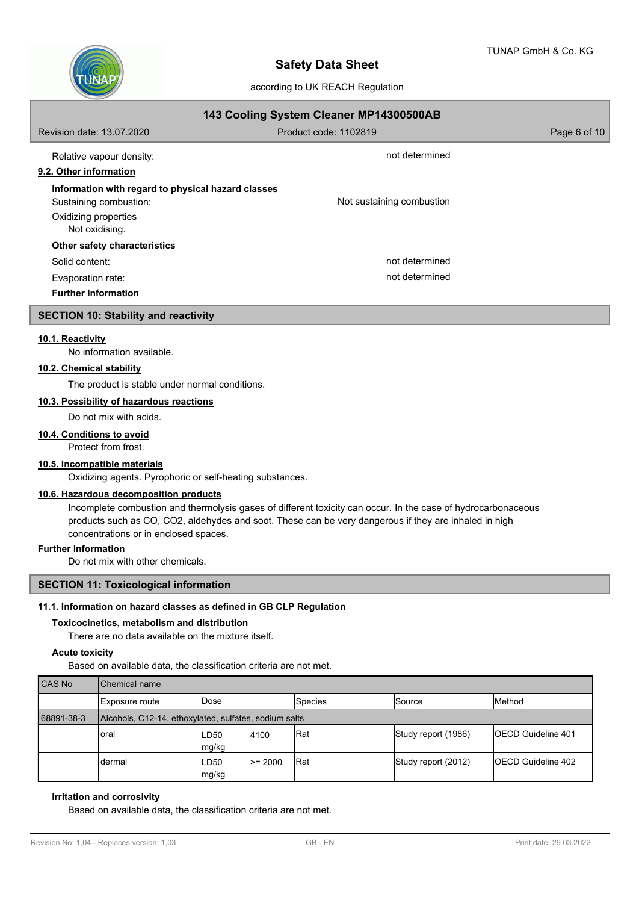Relative vapour density: not determined

### 9.2. Other information

**Information with regard to physical hazard classes**

Sustaining combustion: Not sustaining combustion

Oxidizing properties

Not oxidising.

**Other safety characteristics**

Solid content: not determined

Evaporation rate: not determined

**Further Information**

## SECTION 10: Stability and reactivity

### 10.1. Reactivity

No information available.

### 10.2. Chemical stability

The product is stable under normal conditions.

### 10.3. Possibility of hazardous reactions

Do not mix with acids.

### 10.4. Conditions to avoid

Protect from frost.

### 10.5. Incompatible materials

Oxidizing agents. Pyrophoric or self-heating substances.

### 10.6. Hazardous decomposition products

Incomplete combustion and thermolysis gases of different toxicity can occur. In the case of hydrocarbonaceous products such as CO, CO2, aldehydes and soot. These can be very dangerous if they are inhaled in high concentrations or in enclosed spaces.

**Further information**

Do not mix with other chemicals.

## SECTION 11: Toxicological information

### 11.1. Information on hazard classes as defined in GB CLP Regulation

**Toxicocinetics, metabolism and distribution**

There are no data available on the mixture itself.

**Acute toxicity**

Based on available data, the classification criteria are not met.

| CAS No | Chemical name | | | | | |
|---|---|---|---|---|---|---|
| | Exposure route | Dose | | Species | Source | Method |
| 68891-38-3 | Alcohols, C12-14, ethoxylated, sulfates, sodium salts | | | | | |
| | oral | LD50 mg/kg | 4100 | Rat | Study report (1986) | OECD Guideline 401 |
| | dermal | LD50 mg/kg | >= 2000 | Rat | Study report (2012) | OECD Guideline 402 |

**Irritation and corrosivity**

Based on available data, the classification criteria are not met.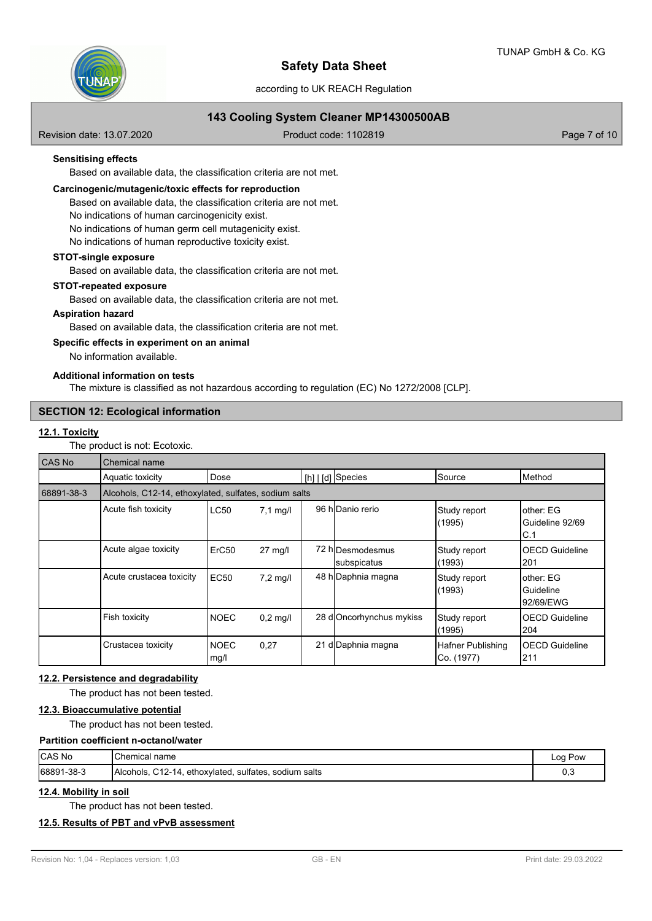**Sensitising effects**

Based on available data, the classification criteria are not met.

**Carcinogenic/mutagenic/toxic effects for reproduction**

Based on available data, the classification criteria are not met.
No indications of human carcinogenicity exist.
No indications of human germ cell mutagenicity exist.
No indications of human reproductive toxicity exist.

**STOT-single exposure**

Based on available data, the classification criteria are not met.

**STOT-repeated exposure**

Based on available data, the classification criteria are not met.

**Aspiration hazard**

Based on available data, the classification criteria are not met.

**Specific effects in experiment on an animal**

No information available.

**Additional information on tests**

The mixture is classified as not hazardous according to regulation (EC) No 1272/2008 [CLP].

## SECTION 12: Ecological information

### 12.1. Toxicity

The product is not: Ecotoxic.

| CAS No | Chemical name | | | | | | |
|---|---|---|---|---|---|---|---|
| | Aquatic toxicity | Dose | | [h] \| [d] | Species | Source | Method |
| 68891-38-3 | Alcohols, C12-14, ethoxylated, sulfates, sodium salts | | | | | | |
| | Acute fish toxicity | LC50 | 7,1 mg/l | 96 h | Danio rerio | Study report (1995) | other: EG Guideline 92/69 C.1 |
| | Acute algae toxicity | ErC50 | 27 mg/l | 72 h | Desmodesmus subspicatus | Study report (1993) | OECD Guideline 201 |
| | Acute crustacea toxicity | EC50 | 7,2 mg/l | 48 h | Daphnia magna | Study report (1993) | other: EG Guideline 92/69/EWG |
| | Fish toxicity | NOEC | 0,2 mg/l | 28 d | Oncorhynchus mykiss | Study report (1995) | OECD Guideline 204 |
| | Crustacea toxicity | NOEC | 0,27 mg/l | 21 d | Daphnia magna | Hafner Publishing Co. (1977) | OECD Guideline 211 |

### 12.2. Persistence and degradability

The product has not been tested.

### 12.3. Bioaccumulative potential

The product has not been tested.

**Partition coefficient n-octanol/water**

| CAS No | Chemical name | Log Pow |
|---|---|---|
| 68891-38-3 | Alcohols, C12-14, ethoxylated, sulfates, sodium salts | 0,3 |

### 12.4. Mobility in soil

The product has not been tested.

### 12.5. Results of PBT and vPvB assessment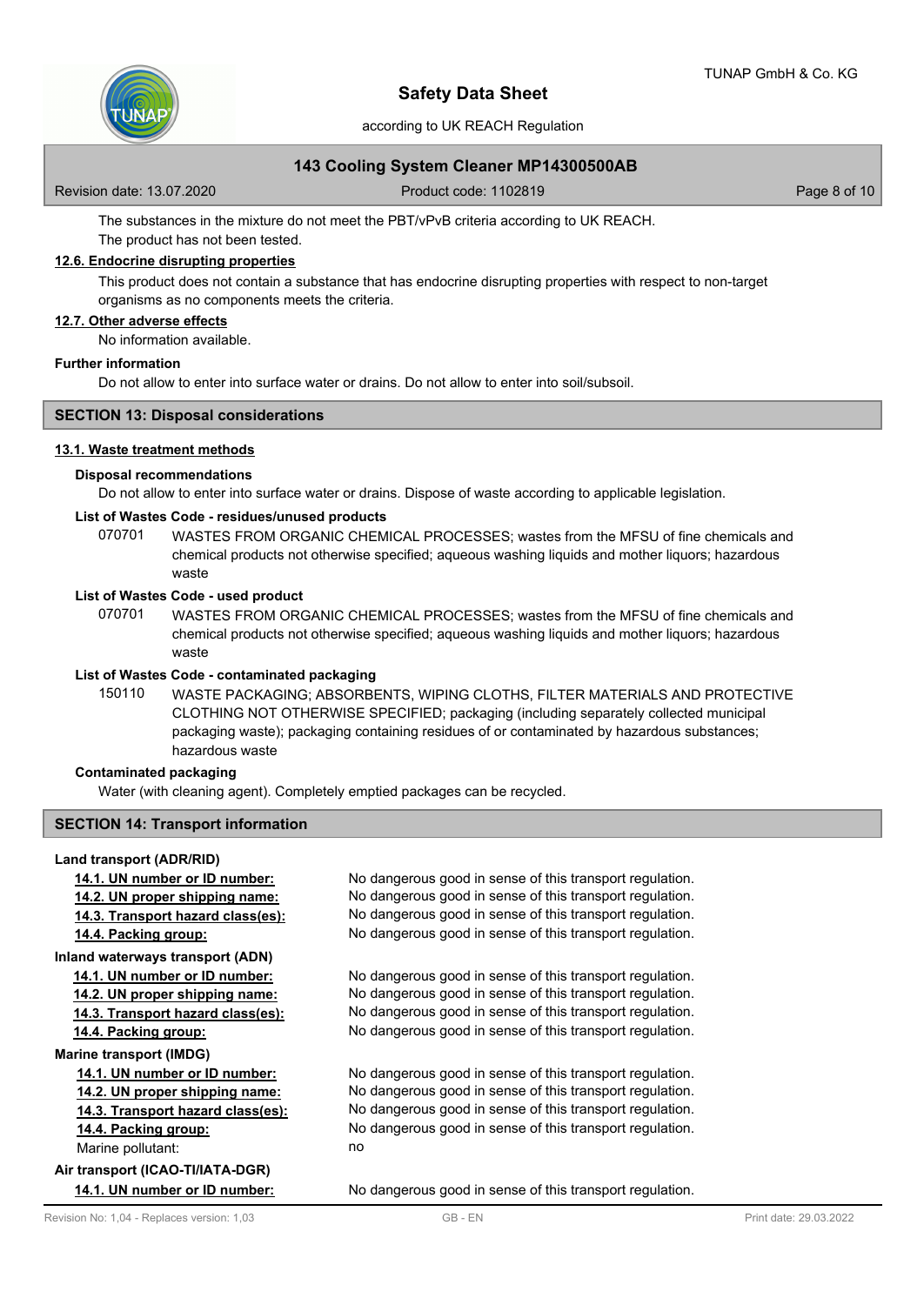The substances in the mixture do not meet the PBT/vPvB criteria according to UK REACH.
The product has not been tested.

### 12.6. Endocrine disrupting properties

This product does not contain a substance that has endocrine disrupting properties with respect to non-target organisms as no components meets the criteria.

### 12.7. Other adverse effects

No information available.

**Further information**

Do not allow to enter into surface water or drains. Do not allow to enter into soil/subsoil.

## SECTION 13: Disposal considerations

### 13.1. Waste treatment methods

**Disposal recommendations**

Do not allow to enter into surface water or drains. Dispose of waste according to applicable legislation.

**List of Wastes Code - residues/unused products**

070701 WASTES FROM ORGANIC CHEMICAL PROCESSES; wastes from the MFSU of fine chemicals and chemical products not otherwise specified; aqueous washing liquids and mother liquors; hazardous waste

**List of Wastes Code - used product**

070701 WASTES FROM ORGANIC CHEMICAL PROCESSES; wastes from the MFSU of fine chemicals and chemical products not otherwise specified; aqueous washing liquids and mother liquors; hazardous waste

**List of Wastes Code - contaminated packaging**

150110 WASTE PACKAGING; ABSORBENTS, WIPING CLOTHS, FILTER MATERIALS AND PROTECTIVE CLOTHING NOT OTHERWISE SPECIFIED; packaging (including separately collected municipal packaging waste); packaging containing residues of or contaminated by hazardous substances; hazardous waste

**Contaminated packaging**

Water (with cleaning agent). Completely emptied packages can be recycled.

## SECTION 14: Transport information

**Land transport (ADR/RID)**

| | |
|---|---|
| **14.1. UN number or ID number:** | No dangerous good in sense of this transport regulation. |
| **14.2. UN proper shipping name:** | No dangerous good in sense of this transport regulation. |
| **14.3. Transport hazard class(es):** | No dangerous good in sense of this transport regulation. |
| **14.4. Packing group:** | No dangerous good in sense of this transport regulation. |

**Inland waterways transport (ADN)**

| | |
|---|---|
| **14.1. UN number or ID number:** | No dangerous good in sense of this transport regulation. |
| **14.2. UN proper shipping name:** | No dangerous good in sense of this transport regulation. |
| **14.3. Transport hazard class(es):** | No dangerous good in sense of this transport regulation. |
| **14.4. Packing group:** | No dangerous good in sense of this transport regulation. |

**Marine transport (IMDG)**

| | |
|---|---|
| **14.1. UN number or ID number:** | No dangerous good in sense of this transport regulation. |
| **14.2. UN proper shipping name:** | No dangerous good in sense of this transport regulation. |
| **14.3. Transport hazard class(es):** | No dangerous good in sense of this transport regulation. |
| **14.4. Packing group:** | No dangerous good in sense of this transport regulation. |
| Marine pollutant: | no |

**Air transport (ICAO-TI/IATA-DGR)**

| | |
|---|---|
| **14.1. UN number or ID number:** | No dangerous good in sense of this transport regulation. |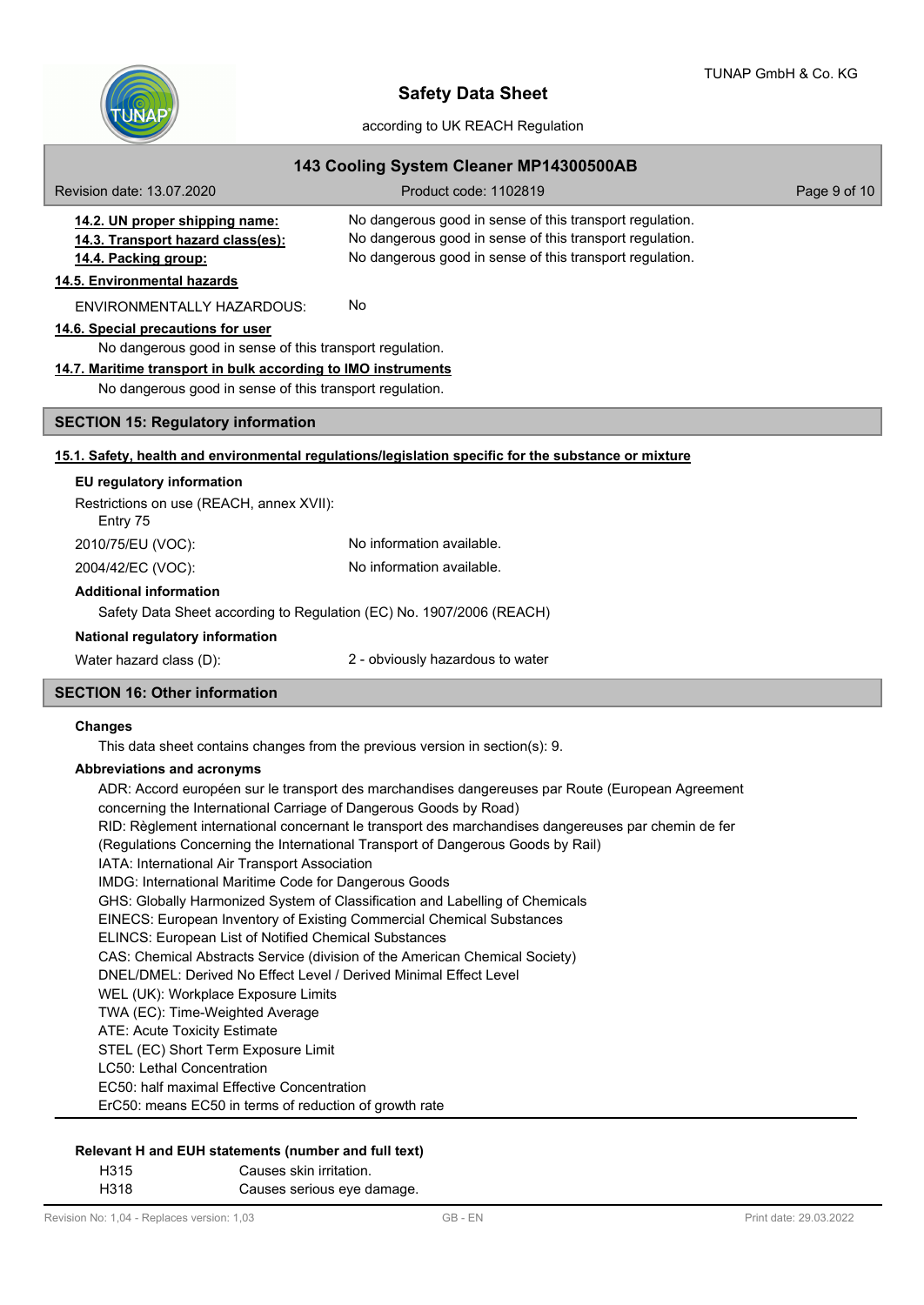**14.2. UN proper shipping name:** No dangerous good in sense of this transport regulation.

**14.3. Transport hazard class(es):** No dangerous good in sense of this transport regulation.

**14.4. Packing group:** No dangerous good in sense of this transport regulation.

**14.5. Environmental hazards**

ENVIRONMENTALLY HAZARDOUS: No

**14.6. Special precautions for user**

No dangerous good in sense of this transport regulation.

**14.7. Maritime transport in bulk according to IMO instruments**

No dangerous good in sense of this transport regulation.

## SECTION 15: Regulatory information

**15.1. Safety, health and environmental regulations/legislation specific for the substance or mixture**

**EU regulatory information**

Restrictions on use (REACH, annex XVII):
Entry 75

2010/75/EU (VOC): No information available.

2004/42/EC (VOC): No information available.

**Additional information**

Safety Data Sheet according to Regulation (EC) No. 1907/2006 (REACH)

**National regulatory information**

Water hazard class (D): 2 - obviously hazardous to water

## SECTION 16: Other information

**Changes**

This data sheet contains changes from the previous version in section(s): 9.

**Abbreviations and acronyms**

ADR: Accord européen sur le transport des marchandises dangereuses par Route (European Agreement concerning the International Carriage of Dangerous Goods by Road)
RID: Règlement international concernant le transport des marchandises dangereuses par chemin de fer (Regulations Concerning the International Transport of Dangerous Goods by Rail)
IATA: International Air Transport Association
IMDG: International Maritime Code for Dangerous Goods
GHS: Globally Harmonized System of Classification and Labelling of Chemicals
EINECS: European Inventory of Existing Commercial Chemical Substances
ELINCS: European List of Notified Chemical Substances
CAS: Chemical Abstracts Service (division of the American Chemical Society)
DNEL/DMEL: Derived No Effect Level / Derived Minimal Effect Level
WEL (UK): Workplace Exposure Limits
TWA (EC): Time-Weighted Average
ATE: Acute Toxicity Estimate
STEL (EC) Short Term Exposure Limit
LC50: Lethal Concentration
EC50: half maximal Effective Concentration
ErC50: means EC50 in terms of reduction of growth rate

**Relevant H and EUH statements (number and full text)**

| | |
|---|---|
| H315 | Causes skin irritation. |
| H318 | Causes serious eye damage. |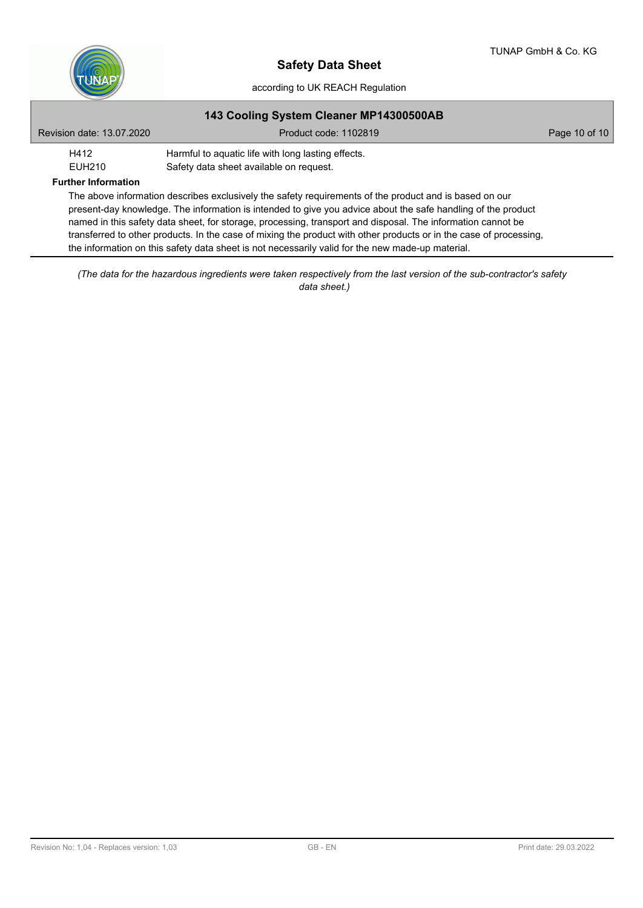| | |
|---|---|
| H412 | Harmful to aquatic life with long lasting effects. |
| EUH210 | Safety data sheet available on request. |

**Further Information**

The above information describes exclusively the safety requirements of the product and is based on our present-day knowledge. The information is intended to give you advice about the safe handling of the product named in this safety data sheet, for storage, processing, transport and disposal. The information cannot be transferred to other products. In the case of mixing the product with other products or in the case of processing, the information on this safety data sheet is not necessarily valid for the new made-up material.

*(The data for the hazardous ingredients were taken respectively from the last version of the sub-contractor's safety data sheet.)*